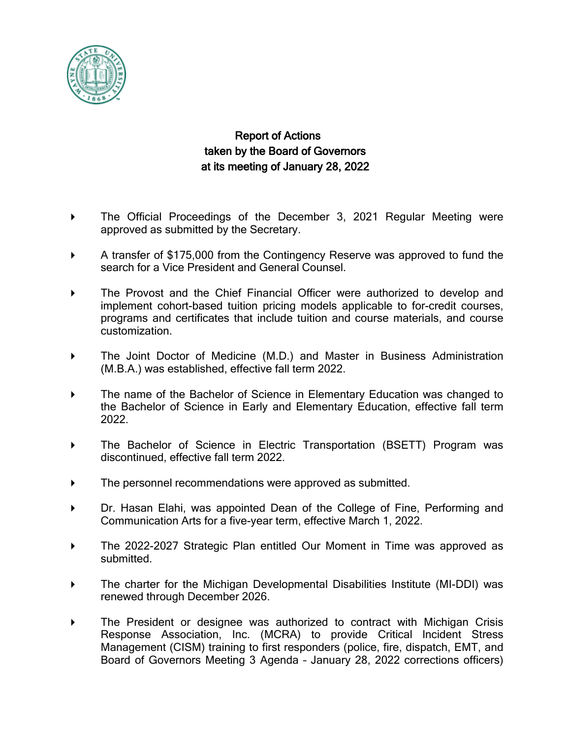**Report of Actions**
**taken by the Board of Governors**
**at its meeting of January 28, 2022**

- The Official Proceedings of the December 3, 2021 Regular Meeting were approved as submitted by the Secretary.

- A transfer of $175,000 from the Contingency Reserve was approved to fund the search for a Vice President and General Counsel.

- The Provost and the Chief Financial Officer were authorized to develop and implement cohort-based tuition pricing models applicable to for-credit courses, programs and certificates that include tuition and course materials, and course customization.

- The Joint Doctor of Medicine (M.D.) and Master in Business Administration (M.B.A.) was established, effective fall term 2022.

- The name of the Bachelor of Science in Elementary Education was changed to the Bachelor of Science in Early and Elementary Education, effective fall term 2022.

- The Bachelor of Science in Electric Transportation (BSETT) Program was discontinued, effective fall term 2022.

- The personnel recommendations were approved as submitted.

- Dr. Hasan Elahi, was appointed Dean of the College of Fine, Performing and Communication Arts for a five-year term, effective March 1, 2022.

- The 2022-2027 Strategic Plan entitled Our Moment in Time was approved as submitted.

- The charter for the Michigan Developmental Disabilities Institute (MI-DDI) was renewed through December 2026.

- The President or designee was authorized to contract with Michigan Crisis Response Association, Inc. (MCRA) to provide Critical Incident Stress Management (CISM) training to first responders (police, fire, dispatch, EMT, and Board of Governors Meeting 3 Agenda – January 28, 2022 corrections officers)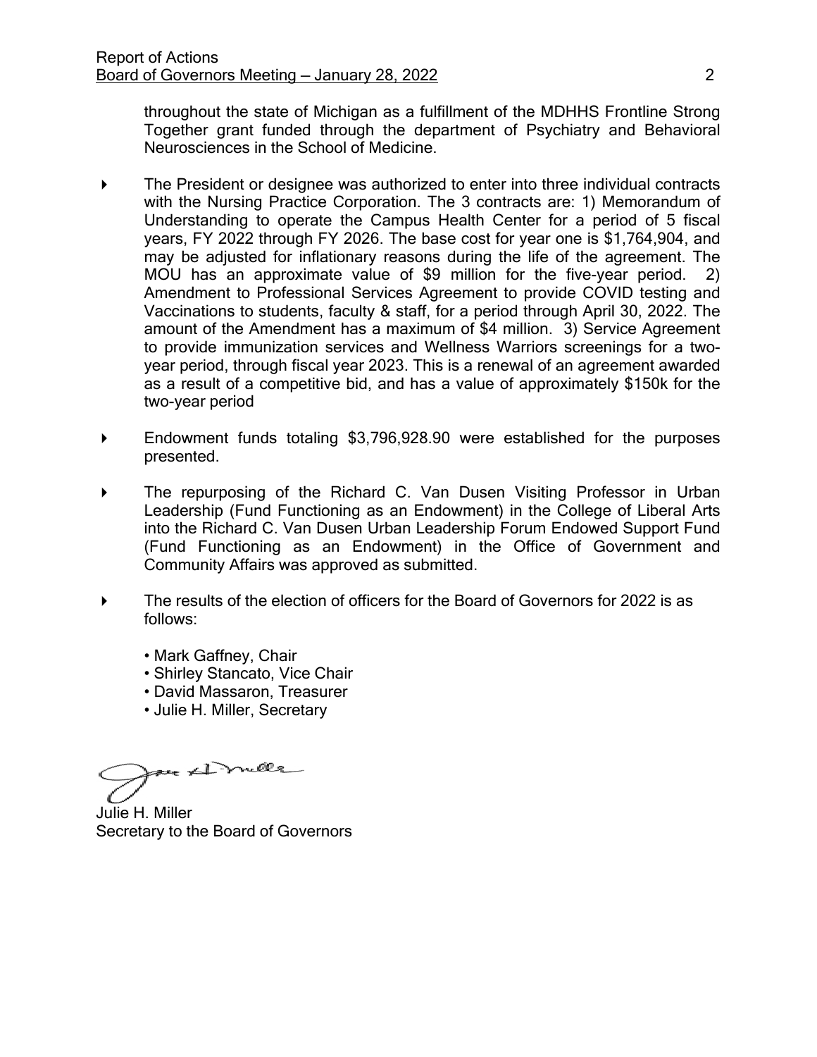throughout the state of Michigan as a fulfillment of the MDHHS Frontline Strong Together grant funded through the department of Psychiatry and Behavioral Neurosciences in the School of Medicine.

- The President or designee was authorized to enter into three individual contracts with the Nursing Practice Corporation. The 3 contracts are: 1) Memorandum of Understanding to operate the Campus Health Center for a period of 5 fiscal years, FY 2022 through FY 2026. The base cost for year one is $1,764,904, and may be adjusted for inflationary reasons during the life of the agreement. The MOU has an approximate value of $9 million for the five-year period. 2) Amendment to Professional Services Agreement to provide COVID testing and Vaccinations to students, faculty & staff, for a period through April 30, 2022. The amount of the Amendment has a maximum of $4 million. 3) Service Agreement to provide immunization services and Wellness Warriors screenings for a two-year period, through fiscal year 2023. This is a renewal of an agreement awarded as a result of a competitive bid, and has a value of approximately $150k for the two-year period

- Endowment funds totaling $3,796,928.90 were established for the purposes presented.

- The repurposing of the Richard C. Van Dusen Visiting Professor in Urban Leadership (Fund Functioning as an Endowment) in the College of Liberal Arts into the Richard C. Van Dusen Urban Leadership Forum Endowed Support Fund (Fund Functioning as an Endowment) in the Office of Government and Community Affairs was approved as submitted.

- The results of the election of officers for the Board of Governors for 2022 is as follows:

  - Mark Gaffney, Chair
  - Shirley Stancato, Vice Chair
  - David Massaron, Treasurer
  - Julie H. Miller, Secretary

Julie H. Miller
Secretary to the Board of Governors